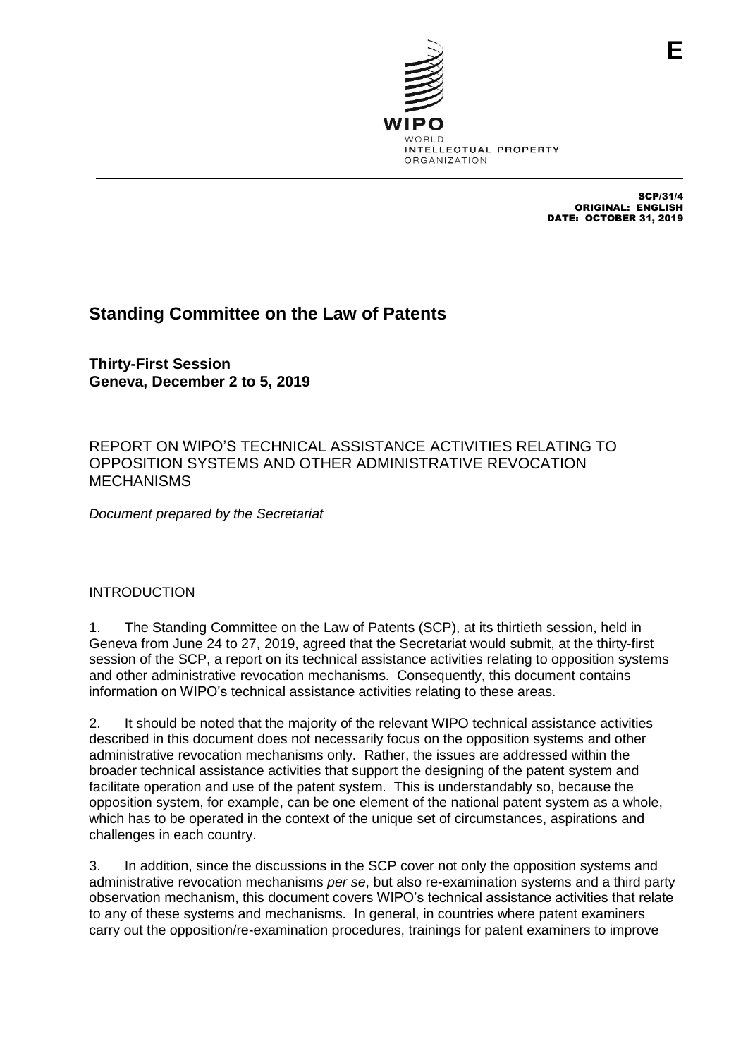WIPO
WORLD
INTELLECTUAL PROPERTY
ORGANIZATION

E

SCP/31/4
ORIGINAL: ENGLISH
DATE: OCTOBER 31, 2019

# Standing Committee on the Law of Patents

**Thirty-First Session**
**Geneva, December 2 to 5, 2019**

REPORT ON WIPO'S TECHNICAL ASSISTANCE ACTIVITIES RELATING TO OPPOSITION SYSTEMS AND OTHER ADMINISTRATIVE REVOCATION MECHANISMS

*Document prepared by the Secretariat*

## INTRODUCTION

1. The Standing Committee on the Law of Patents (SCP), at its thirtieth session, held in Geneva from June 24 to 27, 2019, agreed that the Secretariat would submit, at the thirty-first session of the SCP, a report on its technical assistance activities relating to opposition systems and other administrative revocation mechanisms. Consequently, this document contains information on WIPO's technical assistance activities relating to these areas.

2. It should be noted that the majority of the relevant WIPO technical assistance activities described in this document does not necessarily focus on the opposition systems and other administrative revocation mechanisms only. Rather, the issues are addressed within the broader technical assistance activities that support the designing of the patent system and facilitate operation and use of the patent system. This is understandably so, because the opposition system, for example, can be one element of the national patent system as a whole, which has to be operated in the context of the unique set of circumstances, aspirations and challenges in each country.

3. In addition, since the discussions in the SCP cover not only the opposition systems and administrative revocation mechanisms *per se*, but also re-examination systems and a third party observation mechanism, this document covers WIPO's technical assistance activities that relate to any of these systems and mechanisms. In general, in countries where patent examiners carry out the opposition/re-examination procedures, trainings for patent examiners to improve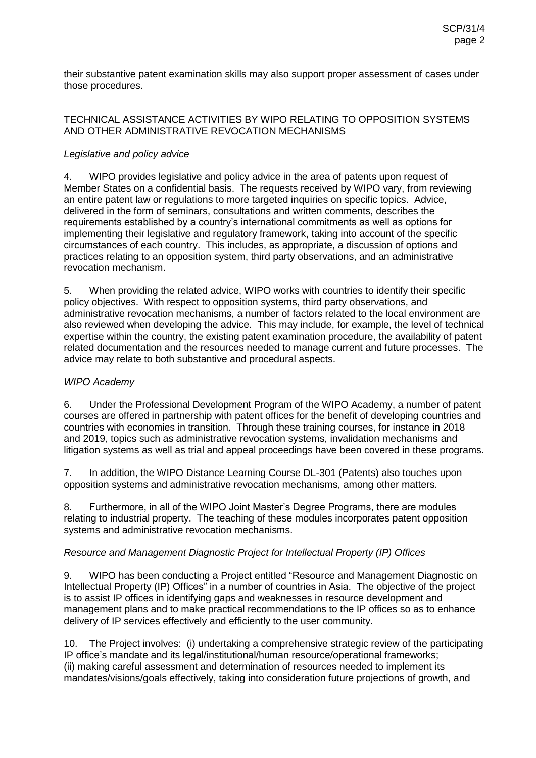their substantive patent examination skills may also support proper assessment of cases under those procedures.

## TECHNICAL ASSISTANCE ACTIVITIES BY WIPO RELATING TO OPPOSITION SYSTEMS AND OTHER ADMINISTRATIVE REVOCATION MECHANISMS

### *Legislative and policy advice*

4. WIPO provides legislative and policy advice in the area of patents upon request of Member States on a confidential basis. The requests received by WIPO vary, from reviewing an entire patent law or regulations to more targeted inquiries on specific topics. Advice, delivered in the form of seminars, consultations and written comments, describes the requirements established by a country's international commitments as well as options for implementing their legislative and regulatory framework, taking into account of the specific circumstances of each country. This includes, as appropriate, a discussion of options and practices relating to an opposition system, third party observations, and an administrative revocation mechanism.

5. When providing the related advice, WIPO works with countries to identify their specific policy objectives. With respect to opposition systems, third party observations, and administrative revocation mechanisms, a number of factors related to the local environment are also reviewed when developing the advice. This may include, for example, the level of technical expertise within the country, the existing patent examination procedure, the availability of patent related documentation and the resources needed to manage current and future processes. The advice may relate to both substantive and procedural aspects.

### *WIPO Academy*

6. Under the Professional Development Program of the WIPO Academy, a number of patent courses are offered in partnership with patent offices for the benefit of developing countries and countries with economies in transition. Through these training courses, for instance in 2018 and 2019, topics such as administrative revocation systems, invalidation mechanisms and litigation systems as well as trial and appeal proceedings have been covered in these programs.

7. In addition, the WIPO Distance Learning Course DL-301 (Patents) also touches upon opposition systems and administrative revocation mechanisms, among other matters.

8. Furthermore, in all of the WIPO Joint Master's Degree Programs, there are modules relating to industrial property. The teaching of these modules incorporates patent opposition systems and administrative revocation mechanisms.

### *Resource and Management Diagnostic Project for Intellectual Property (IP) Offices*

9. WIPO has been conducting a Project entitled "Resource and Management Diagnostic on Intellectual Property (IP) Offices" in a number of countries in Asia. The objective of the project is to assist IP offices in identifying gaps and weaknesses in resource development and management plans and to make practical recommendations to the IP offices so as to enhance delivery of IP services effectively and efficiently to the user community.

10. The Project involves: (i) undertaking a comprehensive strategic review of the participating IP office's mandate and its legal/institutional/human resource/operational frameworks; (ii) making careful assessment and determination of resources needed to implement its mandates/visions/goals effectively, taking into consideration future projections of growth, and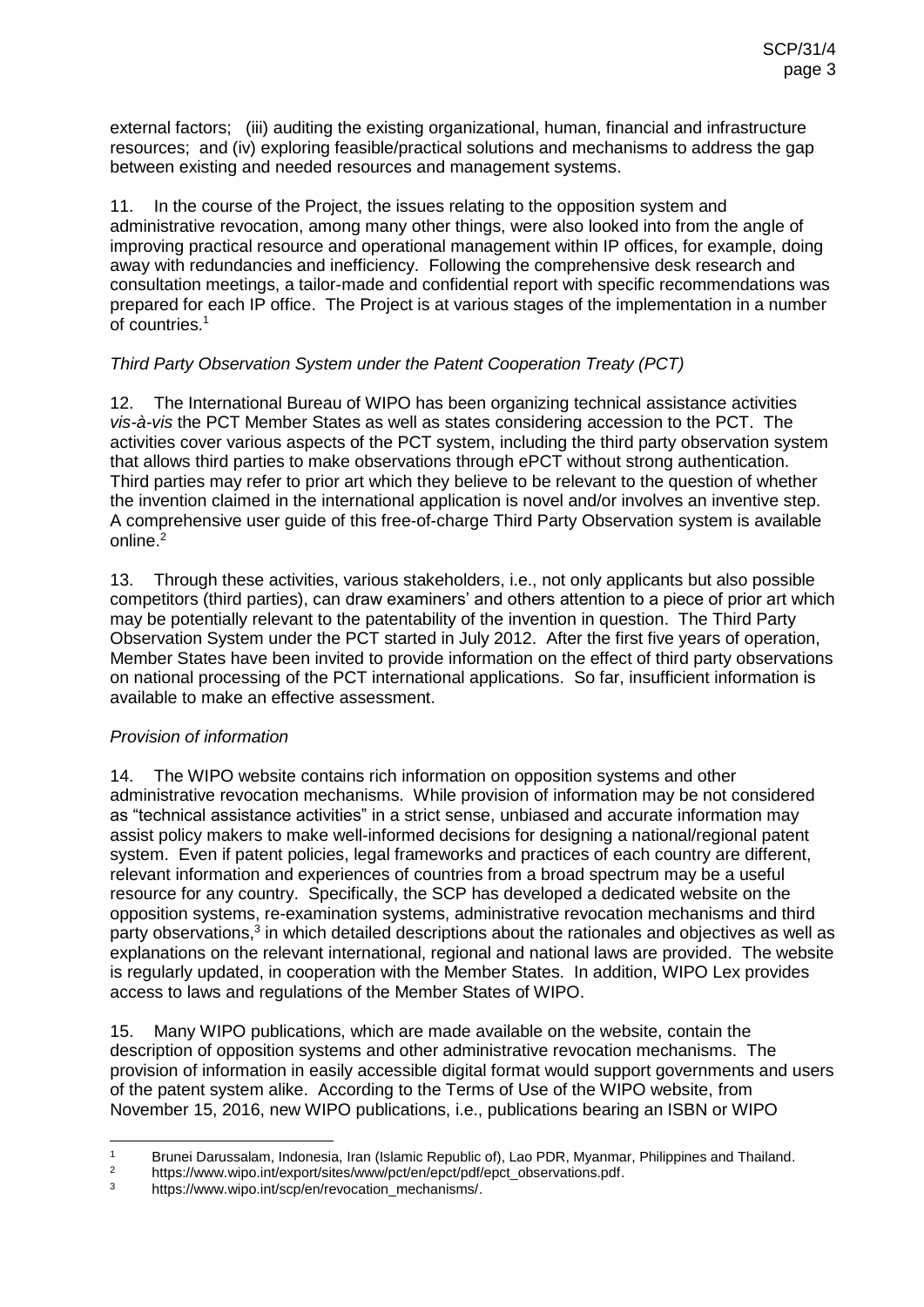external factors; (iii) auditing the existing organizational, human, financial and infrastructure resources; and (iv) exploring feasible/practical solutions and mechanisms to address the gap between existing and needed resources and management systems.

11. In the course of the Project, the issues relating to the opposition system and administrative revocation, among many other things, were also looked into from the angle of improving practical resource and operational management within IP offices, for example, doing away with redundancies and inefficiency. Following the comprehensive desk research and consultation meetings, a tailor-made and confidential report with specific recommendations was prepared for each IP office. The Project is at various stages of the implementation in a number of countries.[1]

*Third Party Observation System under the Patent Cooperation Treaty (PCT)*

12. The International Bureau of WIPO has been organizing technical assistance activities *vis-à-vis* the PCT Member States as well as states considering accession to the PCT. The activities cover various aspects of the PCT system, including the third party observation system that allows third parties to make observations through ePCT without strong authentication. Third parties may refer to prior art which they believe to be relevant to the question of whether the invention claimed in the international application is novel and/or involves an inventive step. A comprehensive user guide of this free-of-charge Third Party Observation system is available online.[2]

13. Through these activities, various stakeholders, i.e., not only applicants but also possible competitors (third parties), can draw examiners' and others attention to a piece of prior art which may be potentially relevant to the patentability of the invention in question. The Third Party Observation System under the PCT started in July 2012. After the first five years of operation, Member States have been invited to provide information on the effect of third party observations on national processing of the PCT international applications. So far, insufficient information is available to make an effective assessment.

*Provision of information*

14. The WIPO website contains rich information on opposition systems and other administrative revocation mechanisms. While provision of information may be not considered as "technical assistance activities" in a strict sense, unbiased and accurate information may assist policy makers to make well-informed decisions for designing a national/regional patent system. Even if patent policies, legal frameworks and practices of each country are different, relevant information and experiences of countries from a broad spectrum may be a useful resource for any country. Specifically, the SCP has developed a dedicated website on the opposition systems, re-examination systems, administrative revocation mechanisms and third party observations,[3] in which detailed descriptions about the rationales and objectives as well as explanations on the relevant international, regional and national laws are provided. The website is regularly updated, in cooperation with the Member States. In addition, WIPO Lex provides access to laws and regulations of the Member States of WIPO.

15. Many WIPO publications, which are made available on the website, contain the description of opposition systems and other administrative revocation mechanisms. The provision of information in easily accessible digital format would support governments and users of the patent system alike. According to the Terms of Use of the WIPO website, from November 15, 2016, new WIPO publications, i.e., publications bearing an ISBN or WIPO

---

[1] Brunei Darussalam, Indonesia, Iran (Islamic Republic of), Lao PDR, Myanmar, Philippines and Thailand.

[2] https://www.wipo.int/export/sites/www/pct/en/epct/pdf/epct_observations.pdf.

[3] https://www.wipo.int/scp/en/revocation_mechanisms/.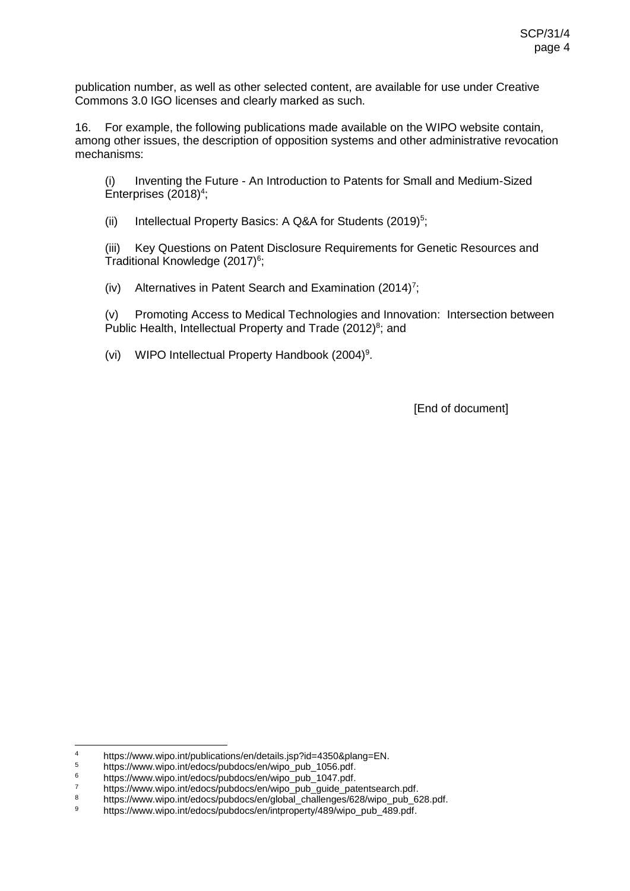publication number, as well as other selected content, are available for use under Creative Commons 3.0 IGO licenses and clearly marked as such.

16. For example, the following publications made available on the WIPO website contain, among other issues, the description of opposition systems and other administrative revocation mechanisms:

(i) Inventing the Future - An Introduction to Patents for Small and Medium-Sized Enterprises (2018)[4];

(ii) Intellectual Property Basics: A Q&A for Students (2019)[5];

(iii) Key Questions on Patent Disclosure Requirements for Genetic Resources and Traditional Knowledge (2017)[6];

(iv) Alternatives in Patent Search and Examination (2014)[7];

(v) Promoting Access to Medical Technologies and Innovation: Intersection between Public Health, Intellectual Property and Trade (2012)[8]; and

(vi) WIPO Intellectual Property Handbook (2004)[9].

[End of document]

---

[4] https://www.wipo.int/publications/en/details.jsp?id=4350&plang=EN.

[5] https://www.wipo.int/edocs/pubdocs/en/wipo_pub_1056.pdf.

[6] https://www.wipo.int/edocs/pubdocs/en/wipo_pub_1047.pdf.

[7] https://www.wipo.int/edocs/pubdocs/en/wipo_pub_guide_patentsearch.pdf.

[8] https://www.wipo.int/edocs/pubdocs/en/global_challenges/628/wipo_pub_628.pdf.

[9] https://www.wipo.int/edocs/pubdocs/en/intproperty/489/wipo_pub_489.pdf.